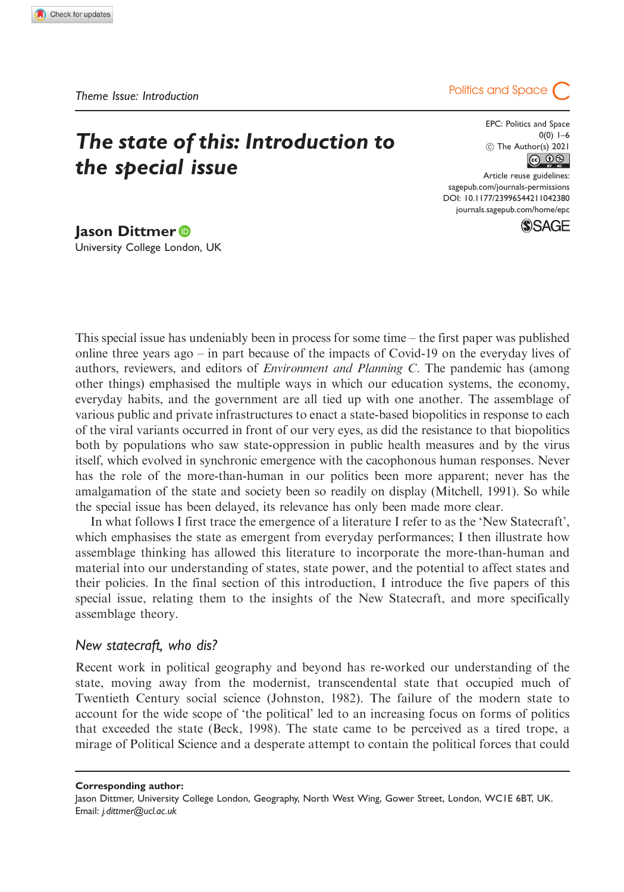Theme Issue: Introduction

# The state of this: Introduction to the special issue

**Jason Dittmer**
University College London, UK

This special issue has undeniably been in process for some time – the first paper was published online three years ago – in part because of the impacts of Covid-19 on the everyday lives of authors, reviewers, and editors of *Environment and Planning C*. The pandemic has (among other things) emphasised the multiple ways in which our education systems, the economy, everyday habits, and the government are all tied up with one another. The assemblage of various public and private infrastructures to enact a state-based biopolitics in response to each of the viral variants occurred in front of our very eyes, as did the resistance to that biopolitics both by populations who saw state-oppression in public health measures and by the virus itself, which evolved in synchronic emergence with the cacophonous human responses. Never has the role of the more-than-human in our politics been more apparent; never has the amalgamation of the state and society been so readily on display (Mitchell, 1991). So while the special issue has been delayed, its relevance has only been made more clear.

In what follows I first trace the emergence of a literature I refer to as the 'New Statecraft', which emphasises the state as emergent from everyday performances; I then illustrate how assemblage thinking has allowed this literature to incorporate the more-than-human and material into our understanding of states, state power, and the potential to affect states and their policies. In the final section of this introduction, I introduce the five papers of this special issue, relating them to the insights of the New Statecraft, and more specifically assemblage theory.

## New statecraft, who dis?

Recent work in political geography and beyond has re-worked our understanding of the state, moving away from the modernist, transcendental state that occupied much of Twentieth Century social science (Johnston, 1982). The failure of the modern state to account for the wide scope of 'the political' led to an increasing focus on forms of politics that exceeded the state (Beck, 1998). The state came to be perceived as a tired trope, a mirage of Political Science and a desperate attempt to contain the political forces that could

---

**Corresponding author:**
Jason Dittmer, University College London, Geography, North West Wing, Gower Street, London, WC1E 6BT, UK.
Email: j.dittmer@ucl.ac.uk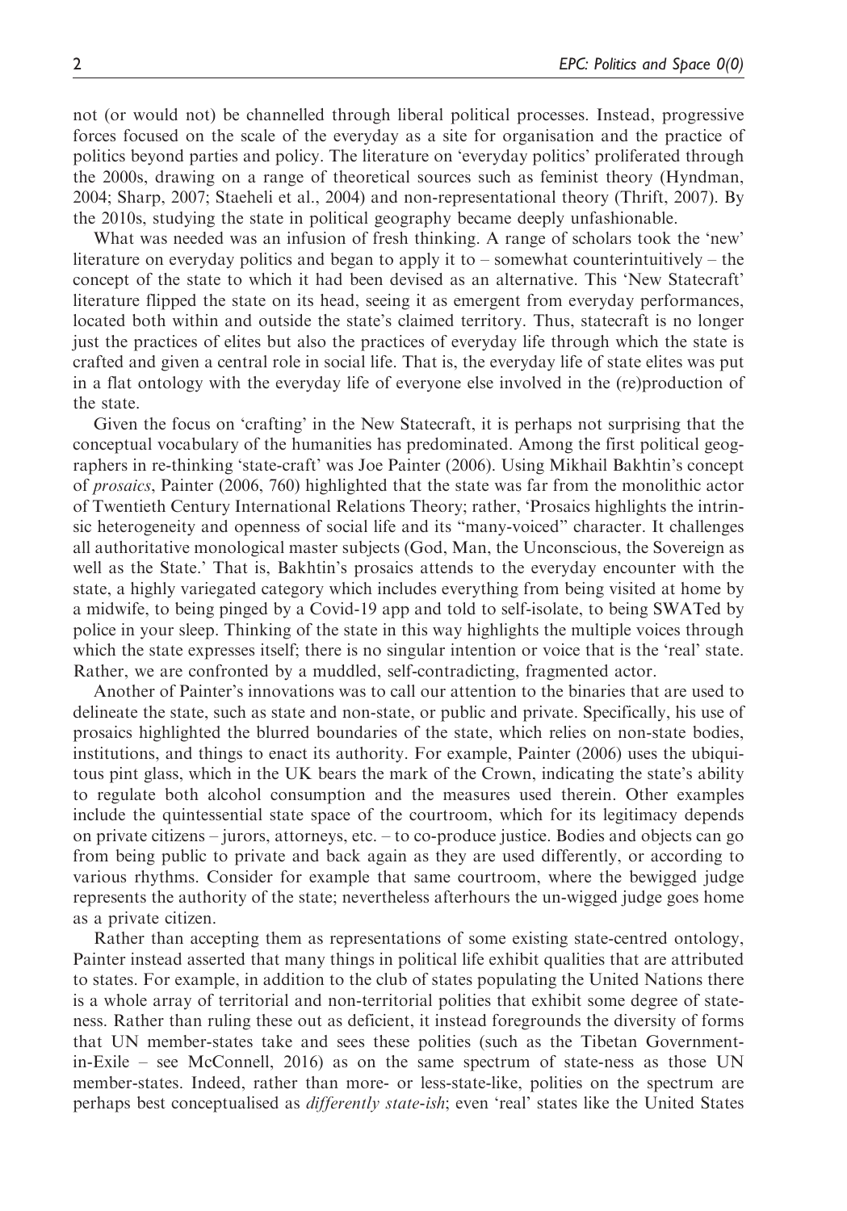not (or would not) be channelled through liberal political processes. Instead, progressive forces focused on the scale of the everyday as a site for organisation and the practice of politics beyond parties and policy. The literature on 'everyday politics' proliferated through the 2000s, drawing on a range of theoretical sources such as feminist theory (Hyndman, 2004; Sharp, 2007; Staeheli et al., 2004) and non-representational theory (Thrift, 2007). By the 2010s, studying the state in political geography became deeply unfashionable.

What was needed was an infusion of fresh thinking. A range of scholars took the 'new' literature on everyday politics and began to apply it to – somewhat counterintuitively – the concept of the state to which it had been devised as an alternative. This 'New Statecraft' literature flipped the state on its head, seeing it as emergent from everyday performances, located both within and outside the state's claimed territory. Thus, statecraft is no longer just the practices of elites but also the practices of everyday life through which the state is crafted and given a central role in social life. That is, the everyday life of state elites was put in a flat ontology with the everyday life of everyone else involved in the (re)production of the state.

Given the focus on 'crafting' in the New Statecraft, it is perhaps not surprising that the conceptual vocabulary of the humanities has predominated. Among the first political geographers in re-thinking 'state-craft' was Joe Painter (2006). Using Mikhail Bakhtin's concept of *prosaics*, Painter (2006, 760) highlighted that the state was far from the monolithic actor of Twentieth Century International Relations Theory; rather, 'Prosaics highlights the intrinsic heterogeneity and openness of social life and its "many-voiced" character. It challenges all authoritative monological master subjects (God, Man, the Unconscious, the Sovereign as well as the State.' That is, Bakhtin's prosaics attends to the everyday encounter with the state, a highly variegated category which includes everything from being visited at home by a midwife, to being pinged by a Covid-19 app and told to self-isolate, to being SWATed by police in your sleep. Thinking of the state in this way highlights the multiple voices through which the state expresses itself; there is no singular intention or voice that is the 'real' state. Rather, we are confronted by a muddled, self-contradicting, fragmented actor.

Another of Painter's innovations was to call our attention to the binaries that are used to delineate the state, such as state and non-state, or public and private. Specifically, his use of prosaics highlighted the blurred boundaries of the state, which relies on non-state bodies, institutions, and things to enact its authority. For example, Painter (2006) uses the ubiquitous pint glass, which in the UK bears the mark of the Crown, indicating the state's ability to regulate both alcohol consumption and the measures used therein. Other examples include the quintessential state space of the courtroom, which for its legitimacy depends on private citizens – jurors, attorneys, etc. – to co-produce justice. Bodies and objects can go from being public to private and back again as they are used differently, or according to various rhythms. Consider for example that same courtroom, where the bewigged judge represents the authority of the state; nevertheless afterhours the un-wigged judge goes home as a private citizen.

Rather than accepting them as representations of some existing state-centred ontology, Painter instead asserted that many things in political life exhibit qualities that are attributed to states. For example, in addition to the club of states populating the United Nations there is a whole array of territorial and non-territorial polities that exhibit some degree of stateness. Rather than ruling these out as deficient, it instead foregrounds the diversity of forms that UN member-states take and sees these polities (such as the Tibetan Government-in-Exile – see McConnell, 2016) as on the same spectrum of state-ness as those UN member-states. Indeed, rather than more- or less-state-like, polities on the spectrum are perhaps best conceptualised as *differently state-ish*; even 'real' states like the United States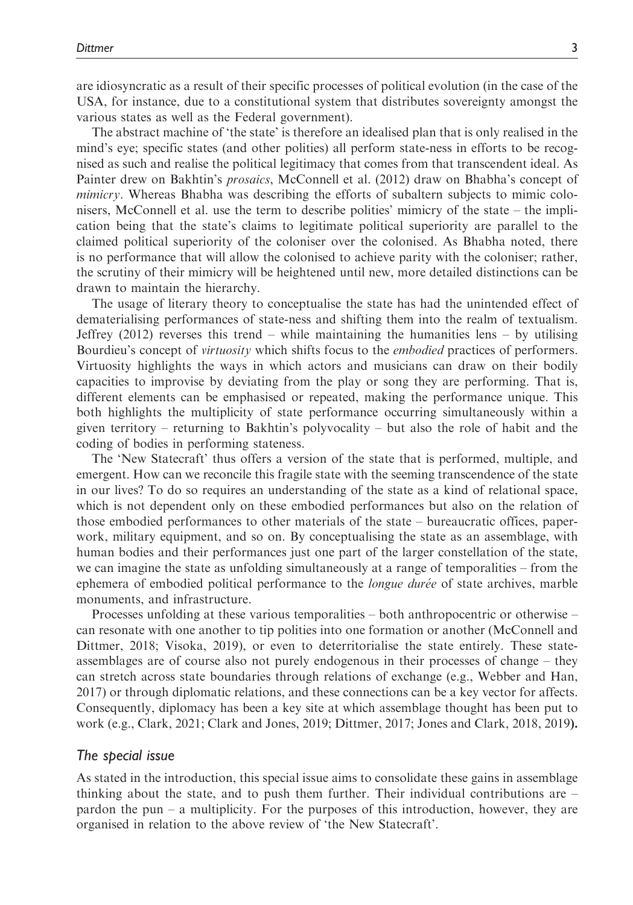are idiosyncratic as a result of their specific processes of political evolution (in the case of the USA, for instance, due to a constitutional system that distributes sovereignty amongst the various states as well as the Federal government).

The abstract machine of 'the state' is therefore an idealised plan that is only realised in the mind's eye; specific states (and other polities) all perform state-ness in efforts to be recognised as such and realise the political legitimacy that comes from that transcendent ideal. As Painter drew on Bakhtin's *prosaics*, McConnell et al. (2012) draw on Bhabha's concept of *mimicry*. Whereas Bhabha was describing the efforts of subaltern subjects to mimic colonisers, McConnell et al. use the term to describe polities' mimicry of the state – the implication being that the state's claims to legitimate political superiority are parallel to the claimed political superiority of the coloniser over the colonised. As Bhabha noted, there is no performance that will allow the colonised to achieve parity with the coloniser; rather, the scrutiny of their mimicry will be heightened until new, more detailed distinctions can be drawn to maintain the hierarchy.

The usage of literary theory to conceptualise the state has had the unintended effect of dematerialising performances of state-ness and shifting them into the realm of textualism. Jeffrey (2012) reverses this trend – while maintaining the humanities lens – by utilising Bourdieu's concept of *virtuosity* which shifts focus to the *embodied* practices of performers. Virtuosity highlights the ways in which actors and musicians can draw on their bodily capacities to improvise by deviating from the play or song they are performing. That is, different elements can be emphasised or repeated, making the performance unique. This both highlights the multiplicity of state performance occurring simultaneously within a given territory – returning to Bakhtin's polyvocality – but also the role of habit and the coding of bodies in performing stateness.

The 'New Statecraft' thus offers a version of the state that is performed, multiple, and emergent. How can we reconcile this fragile state with the seeming transcendence of the state in our lives? To do so requires an understanding of the state as a kind of relational space, which is not dependent only on these embodied performances but also on the relation of those embodied performances to other materials of the state – bureaucratic offices, paperwork, military equipment, and so on. By conceptualising the state as an assemblage, with human bodies and their performances just one part of the larger constellation of the state, we can imagine the state as unfolding simultaneously at a range of temporalities – from the ephemera of embodied political performance to the *longue durée* of state archives, marble monuments, and infrastructure.

Processes unfolding at these various temporalities – both anthropocentric or otherwise – can resonate with one another to tip polities into one formation or another (McConnell and Dittmer, 2018; Visoka, 2019), or even to deterritorialise the state entirely. These state-assemblages are of course also not purely endogenous in their processes of change – they can stretch across state boundaries through relations of exchange (e.g., Webber and Han, 2017) or through diplomatic relations, and these connections can be a key vector for affects. Consequently, diplomacy has been a key site at which assemblage thought has been put to work (e.g., Clark, 2021; Clark and Jones, 2019; Dittmer, 2017; Jones and Clark, 2018, 2019**).**

## *The special issue*

As stated in the introduction, this special issue aims to consolidate these gains in assemblage thinking about the state, and to push them further. Their individual contributions are – pardon the pun – a multiplicity. For the purposes of this introduction, however, they are organised in relation to the above review of 'the New Statecraft'.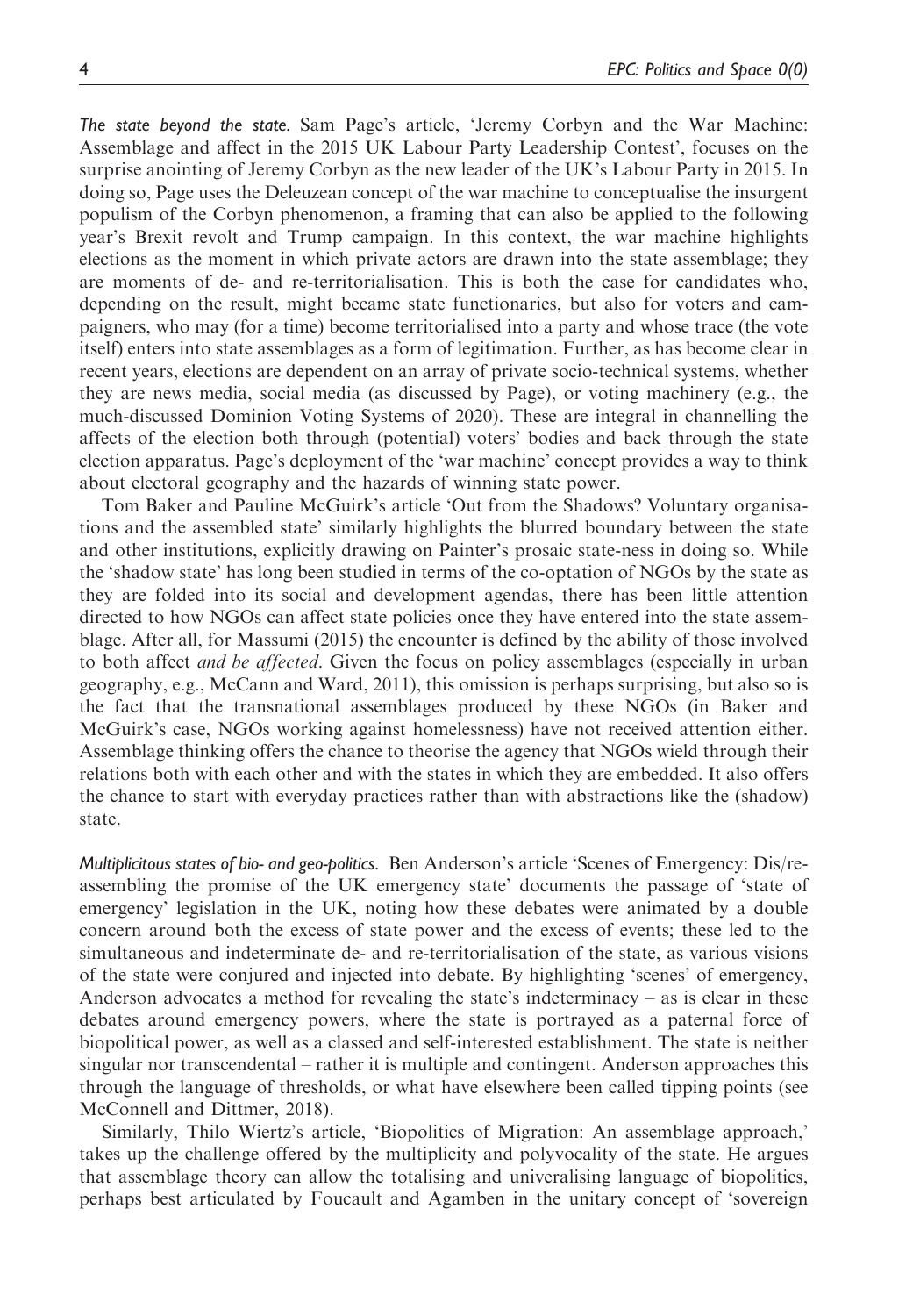*The state beyond the state.* Sam Page's article, 'Jeremy Corbyn and the War Machine: Assemblage and affect in the 2015 UK Labour Party Leadership Contest', focuses on the surprise anointing of Jeremy Corbyn as the new leader of the UK's Labour Party in 2015. In doing so, Page uses the Deleuzean concept of the war machine to conceptualise the insurgent populism of the Corbyn phenomenon, a framing that can also be applied to the following year's Brexit revolt and Trump campaign. In this context, the war machine highlights elections as the moment in which private actors are drawn into the state assemblage; they are moments of de- and re-territorialisation. This is both the case for candidates who, depending on the result, might became state functionaries, but also for voters and campaigners, who may (for a time) become territorialised into a party and whose trace (the vote itself) enters into state assemblages as a form of legitimation. Further, as has become clear in recent years, elections are dependent on an array of private socio-technical systems, whether they are news media, social media (as discussed by Page), or voting machinery (e.g., the much-discussed Dominion Voting Systems of 2020). These are integral in channelling the affects of the election both through (potential) voters' bodies and back through the state election apparatus. Page's deployment of the 'war machine' concept provides a way to think about electoral geography and the hazards of winning state power.

Tom Baker and Pauline McGuirk's article 'Out from the Shadows? Voluntary organisations and the assembled state' similarly highlights the blurred boundary between the state and other institutions, explicitly drawing on Painter's prosaic state-ness in doing so. While the 'shadow state' has long been studied in terms of the co-optation of NGOs by the state as they are folded into its social and development agendas, there has been little attention directed to how NGOs can affect state policies once they have entered into the state assemblage. After all, for Massumi (2015) the encounter is defined by the ability of those involved to both affect *and be affected*. Given the focus on policy assemblages (especially in urban geography, e.g., McCann and Ward, 2011), this omission is perhaps surprising, but also so is the fact that the transnational assemblages produced by these NGOs (in Baker and McGuirk's case, NGOs working against homelessness) have not received attention either. Assemblage thinking offers the chance to theorise the agency that NGOs wield through their relations both with each other and with the states in which they are embedded. It also offers the chance to start with everyday practices rather than with abstractions like the (shadow) state.

*Multiplicitous states of bio- and geo-politics.* Ben Anderson's article 'Scenes of Emergency: Dis/re-assembling the promise of the UK emergency state' documents the passage of 'state of emergency' legislation in the UK, noting how these debates were animated by a double concern around both the excess of state power and the excess of events; these led to the simultaneous and indeterminate de- and re-territorialisation of the state, as various visions of the state were conjured and injected into debate. By highlighting 'scenes' of emergency, Anderson advocates a method for revealing the state's indeterminacy – as is clear in these debates around emergency powers, where the state is portrayed as a paternal force of biopolitical power, as well as a classed and self-interested establishment. The state is neither singular nor transcendental – rather it is multiple and contingent. Anderson approaches this through the language of thresholds, or what have elsewhere been called tipping points (see McConnell and Dittmer, 2018).

Similarly, Thilo Wiertz's article, 'Biopolitics of Migration: An assemblage approach,' takes up the challenge offered by the multiplicity and polyvocality of the state. He argues that assemblage theory can allow the totalising and univeralising language of biopolitics, perhaps best articulated by Foucault and Agamben in the unitary concept of 'sovereign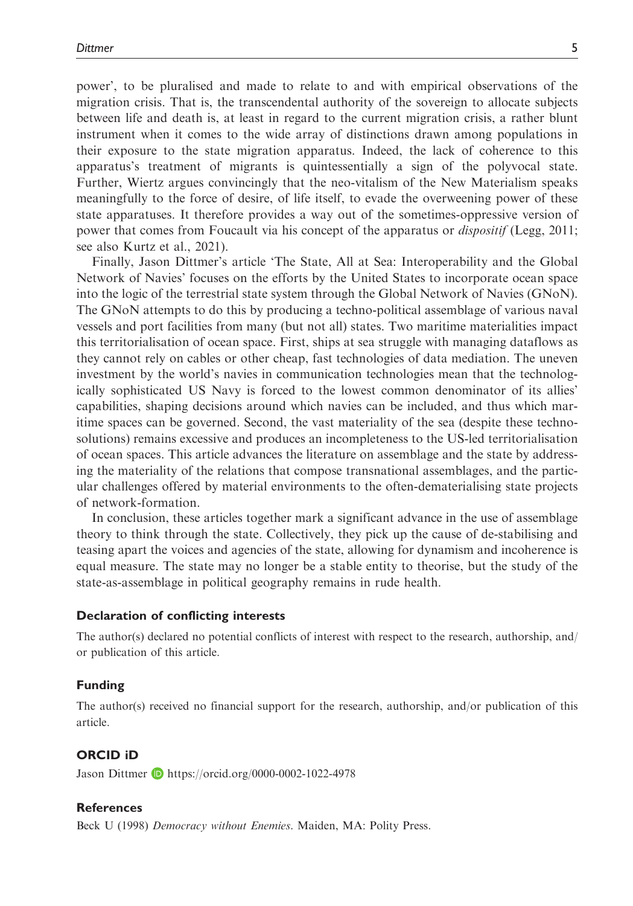power', to be pluralised and made to relate to and with empirical observations of the migration crisis. That is, the transcendental authority of the sovereign to allocate subjects between life and death is, at least in regard to the current migration crisis, a rather blunt instrument when it comes to the wide array of distinctions drawn among populations in their exposure to the state migration apparatus. Indeed, the lack of coherence to this apparatus's treatment of migrants is quintessentially a sign of the polyvocal state. Further, Wiertz argues convincingly that the neo-vitalism of the New Materialism speaks meaningfully to the force of desire, of life itself, to evade the overweening power of these state apparatuses. It therefore provides a way out of the sometimes-oppressive version of power that comes from Foucault via his concept of the apparatus or *dispositif* (Legg, 2011; see also Kurtz et al., 2021).

Finally, Jason Dittmer's article 'The State, All at Sea: Interoperability and the Global Network of Navies' focuses on the efforts by the United States to incorporate ocean space into the logic of the terrestrial state system through the Global Network of Navies (GNoN). The GNoN attempts to do this by producing a techno-political assemblage of various naval vessels and port facilities from many (but not all) states. Two maritime materialities impact this territorialisation of ocean space. First, ships at sea struggle with managing dataflows as they cannot rely on cables or other cheap, fast technologies of data mediation. The uneven investment by the world's navies in communication technologies mean that the technologically sophisticated US Navy is forced to the lowest common denominator of its allies' capabilities, shaping decisions around which navies can be included, and thus which maritime spaces can be governed. Second, the vast materiality of the sea (despite these techno-solutions) remains excessive and produces an incompleteness to the US-led territorialisation of ocean spaces. This article advances the literature on assemblage and the state by addressing the materiality of the relations that compose transnational assemblages, and the particular challenges offered by material environments to the often-dematerialising state projects of network-formation.

In conclusion, these articles together mark a significant advance in the use of assemblage theory to think through the state. Collectively, they pick up the cause of de-stabilising and teasing apart the voices and agencies of the state, allowing for dynamism and incoherence is equal measure. The state may no longer be a stable entity to theorise, but the study of the state-as-assemblage in political geography remains in rude health.

## Declaration of conflicting interests

The author(s) declared no potential conflicts of interest with respect to the research, authorship, and/or publication of this article.

## Funding

The author(s) received no financial support for the research, authorship, and/or publication of this article.

## ORCID iD

Jason Dittmer https://orcid.org/0000-0002-1022-4978

## References

Beck U (1998) *Democracy without Enemies*. Maiden, MA: Polity Press.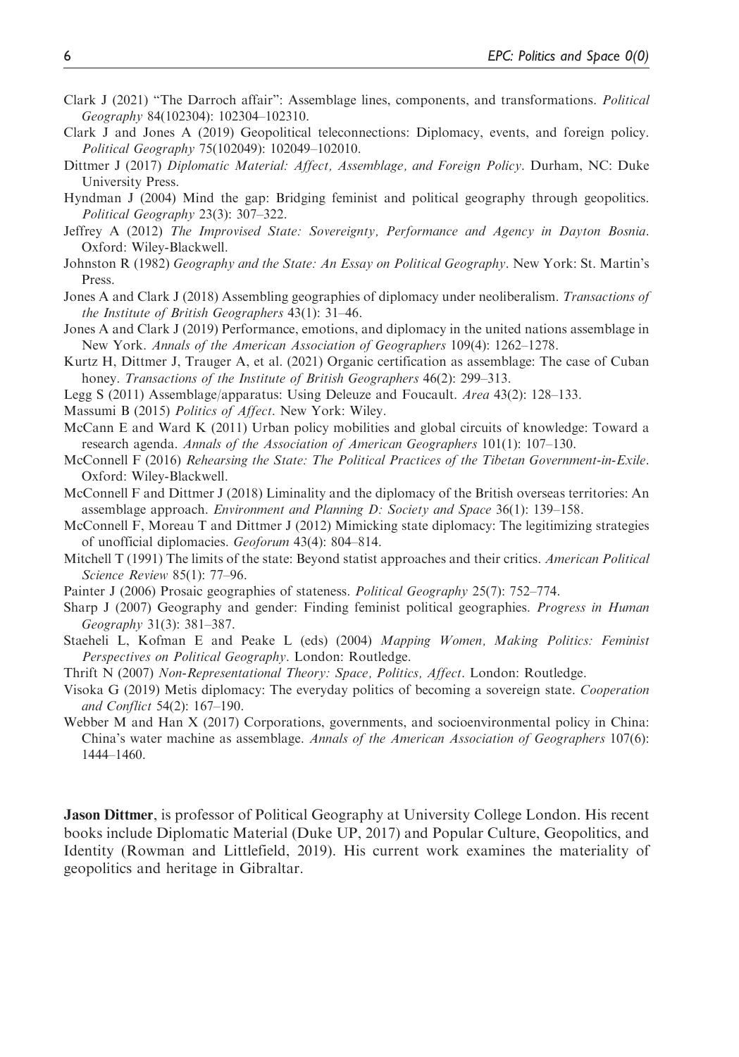Clark J (2021) “The Darroch affair”: Assemblage lines, components, and transformations. *Political Geography* 84(102304): 102304–102310.

Clark J and Jones A (2019) Geopolitical teleconnections: Diplomacy, events, and foreign policy. *Political Geography* 75(102049): 102049–102010.

Dittmer J (2017) *Diplomatic Material: Affect, Assemblage, and Foreign Policy*. Durham, NC: Duke University Press.

Hyndman J (2004) Mind the gap: Bridging feminist and political geography through geopolitics. *Political Geography* 23(3): 307–322.

Jeffrey A (2012) *The Improvised State: Sovereignty, Performance and Agency in Dayton Bosnia*. Oxford: Wiley-Blackwell.

Johnston R (1982) *Geography and the State: An Essay on Political Geography*. New York: St. Martin’s Press.

Jones A and Clark J (2018) Assembling geographies of diplomacy under neoliberalism. *Transactions of the Institute of British Geographers* 43(1): 31–46.

Jones A and Clark J (2019) Performance, emotions, and diplomacy in the united nations assemblage in New York. *Annals of the American Association of Geographers* 109(4): 1262–1278.

Kurtz H, Dittmer J, Trauger A, et al. (2021) Organic certification as assemblage: The case of Cuban honey. *Transactions of the Institute of British Geographers* 46(2): 299–313.

Legg S (2011) Assemblage/apparatus: Using Deleuze and Foucault. *Area* 43(2): 128–133.

Massumi B (2015) *Politics of Affect*. New York: Wiley.

McCann E and Ward K (2011) Urban policy mobilities and global circuits of knowledge: Toward a research agenda. *Annals of the Association of American Geographers* 101(1): 107–130.

McConnell F (2016) *Rehearsing the State: The Political Practices of the Tibetan Government-in-Exile*. Oxford: Wiley-Blackwell.

McConnell F and Dittmer J (2018) Liminality and the diplomacy of the British overseas territories: An assemblage approach. *Environment and Planning D: Society and Space* 36(1): 139–158.

McConnell F, Moreau T and Dittmer J (2012) Mimicking state diplomacy: The legitimizing strategies of unofficial diplomacies. *Geoforum* 43(4): 804–814.

Mitchell T (1991) The limits of the state: Beyond statist approaches and their critics. *American Political Science Review* 85(1): 77–96.

Painter J (2006) Prosaic geographies of stateness. *Political Geography* 25(7): 752–774.

Sharp J (2007) Geography and gender: Finding feminist political geographies. *Progress in Human Geography* 31(3): 381–387.

Staeheli L, Kofman E and Peake L (eds) (2004) *Mapping Women, Making Politics: Feminist Perspectives on Political Geography*. London: Routledge.

Thrift N (2007) *Non-Representational Theory: Space, Politics, Affect*. London: Routledge.

Visoka G (2019) Metis diplomacy: The everyday politics of becoming a sovereign state. *Cooperation and Conflict* 54(2): 167–190.

Webber M and Han X (2017) Corporations, governments, and socioenvironmental policy in China: China’s water machine as assemblage. *Annals of the American Association of Geographers* 107(6): 1444–1460.

**Jason Dittmer**, is professor of Political Geography at University College London. His recent books include Diplomatic Material (Duke UP, 2017) and Popular Culture, Geopolitics, and Identity (Rowman and Littlefield, 2019). His current work examines the materiality of geopolitics and heritage in Gibraltar.